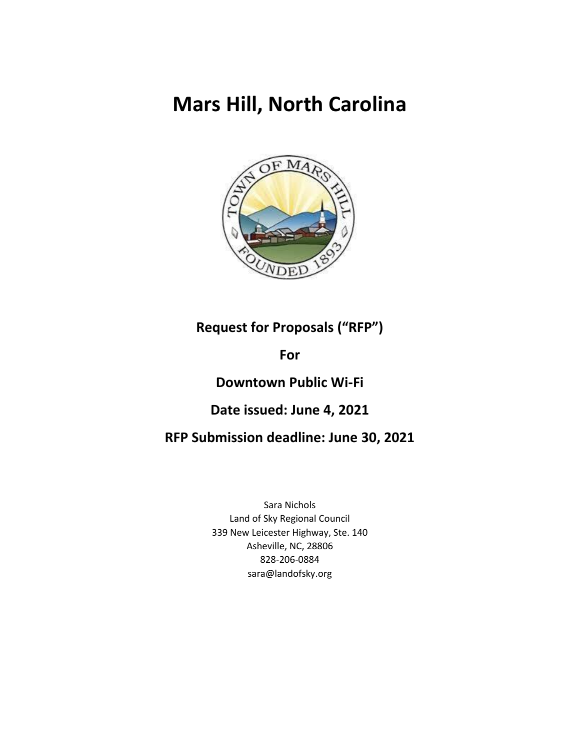# Mars Hill, North Carolina

**Request for Proposals ("RFP")**

**For**

**Downtown Public Wi-Fi**

**Date issued: June 4, 2021**

**RFP Submission deadline: June 30, 2021**

Sara Nichols
Land of Sky Regional Council
339 New Leicester Highway, Ste. 140
Asheville, NC, 28806
828-206-0884
sara@landofsky.org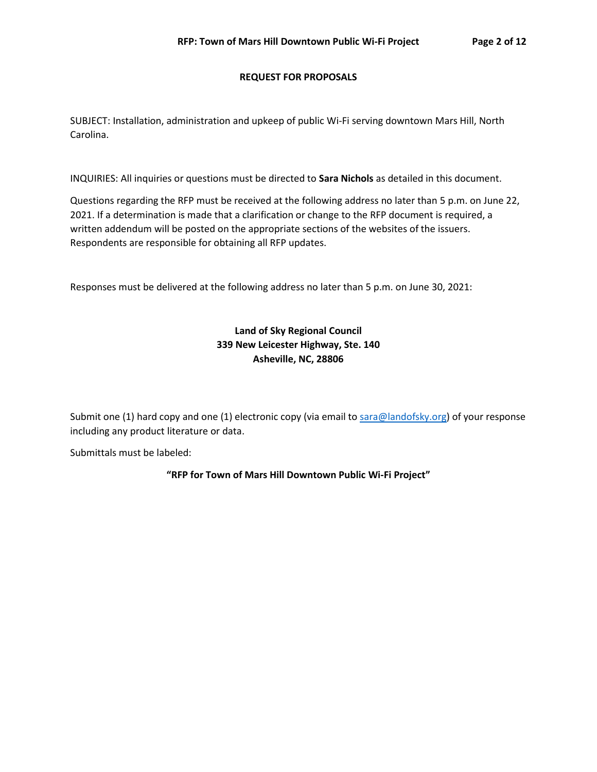## REQUEST FOR PROPOSALS

SUBJECT: Installation, administration and upkeep of public Wi-Fi serving downtown Mars Hill, North Carolina.

INQUIRIES: All inquiries or questions must be directed to **Sara Nichols** as detailed in this document.

Questions regarding the RFP must be received at the following address no later than 5 p.m. on June 22, 2021. If a determination is made that a clarification or change to the RFP document is required, a written addendum will be posted on the appropriate sections of the websites of the issuers. Respondents are responsible for obtaining all RFP updates.

Responses must be delivered at the following address no later than 5 p.m. on June 30, 2021:

**Land of Sky Regional Council**
**339 New Leicester Highway, Ste. 140**
**Asheville, NC, 28806**

Submit one (1) hard copy and one (1) electronic copy (via email to sara@landofsky.org) of your response including any product literature or data.

Submittals must be labeled:

**"RFP for Town of Mars Hill Downtown Public Wi-Fi Project"**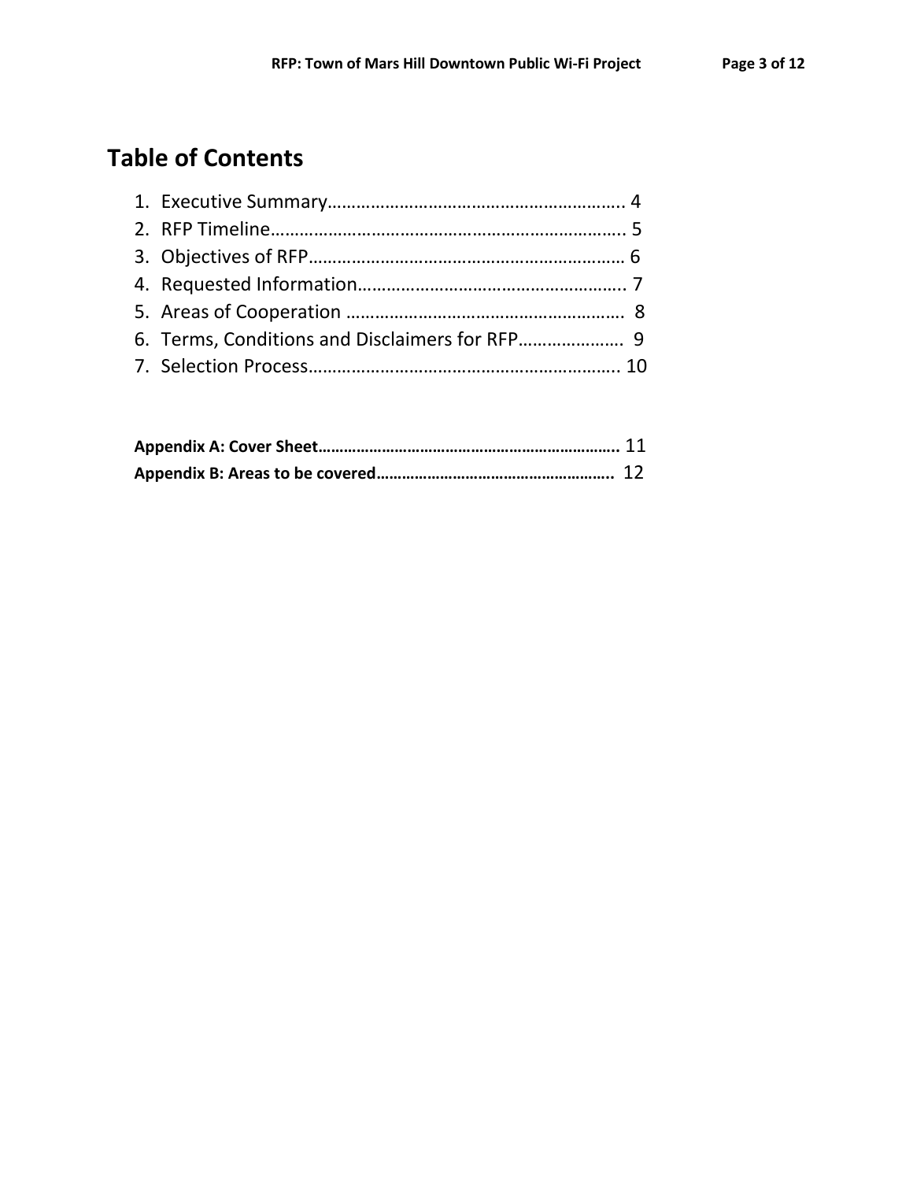# Table of Contents

1. Executive Summary…………………………………………………….. 4
2. RFP Timeline……………………………………………………………. 5
3. Objectives of RFP………………………………………………………… 6
4. Requested Information………………………………………………. 7
5. Areas of Cooperation …………………………………………………. 8
6. Terms, Conditions and Disclaimers for RFP…………………. 9
7. Selection Process……………………………………………………….. 10

**Appendix A: Cover Sheet**…………………………………………………………….. 11

**Appendix B: Areas to be covered**……………………………………………….. 12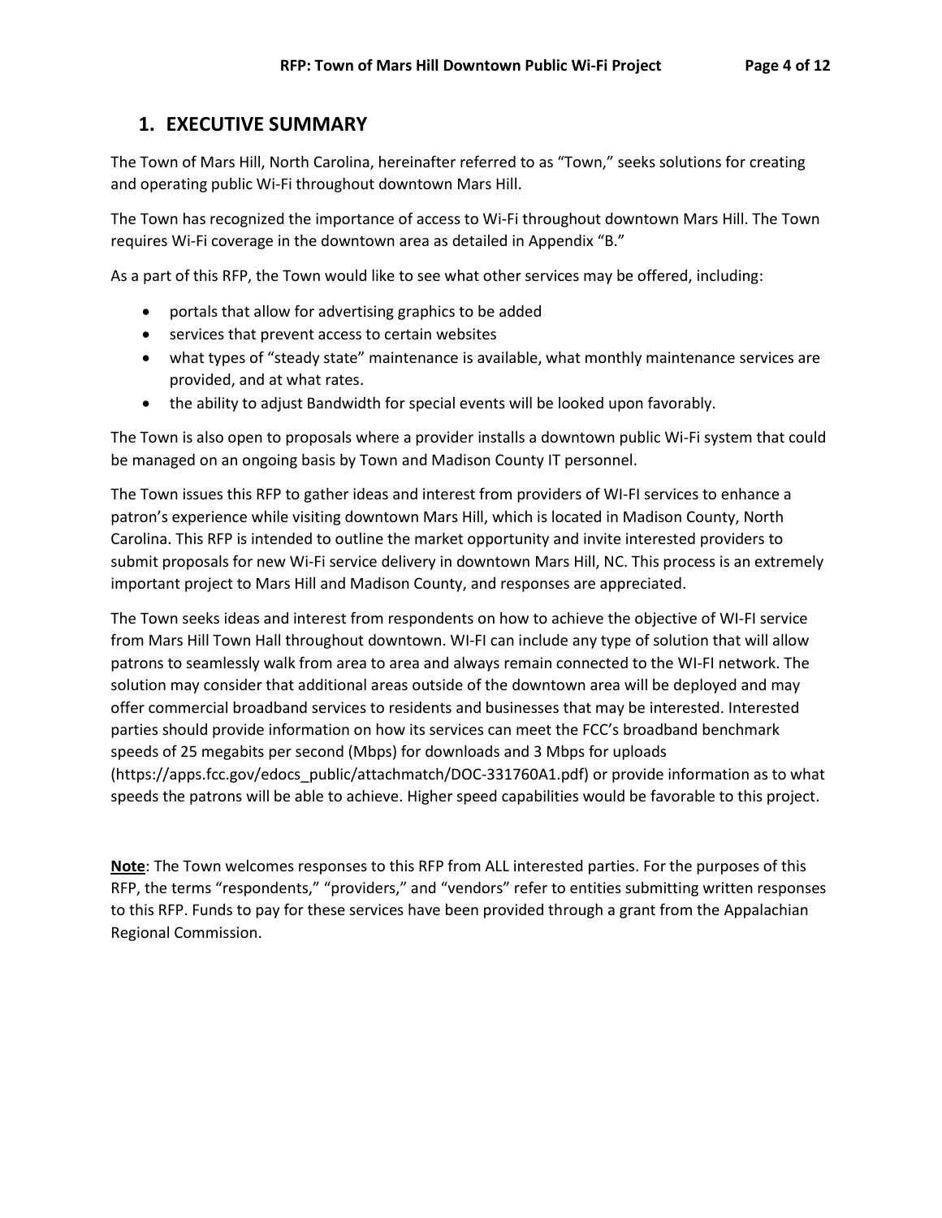## 1. EXECUTIVE SUMMARY

The Town of Mars Hill, North Carolina, hereinafter referred to as "Town," seeks solutions for creating and operating public Wi-Fi throughout downtown Mars Hill.

The Town has recognized the importance of access to Wi-Fi throughout downtown Mars Hill. The Town requires Wi-Fi coverage in the downtown area as detailed in Appendix "B."

As a part of this RFP, the Town would like to see what other services may be offered, including:

- portals that allow for advertising graphics to be added
- services that prevent access to certain websites
- what types of "steady state" maintenance is available, what monthly maintenance services are provided, and at what rates.
- the ability to adjust Bandwidth for special events will be looked upon favorably.

The Town is also open to proposals where a provider installs a downtown public Wi-Fi system that could be managed on an ongoing basis by Town and Madison County IT personnel.

The Town issues this RFP to gather ideas and interest from providers of WI-FI services to enhance a patron's experience while visiting downtown Mars Hill, which is located in Madison County, North Carolina. This RFP is intended to outline the market opportunity and invite interested providers to submit proposals for new Wi-Fi service delivery in downtown Mars Hill, NC. This process is an extremely important project to Mars Hill and Madison County, and responses are appreciated.

The Town seeks ideas and interest from respondents on how to achieve the objective of WI-FI service from Mars Hill Town Hall throughout downtown. WI-FI can include any type of solution that will allow patrons to seamlessly walk from area to area and always remain connected to the WI-FI network. The solution may consider that additional areas outside of the downtown area will be deployed and may offer commercial broadband services to residents and businesses that may be interested. Interested parties should provide information on how its services can meet the FCC's broadband benchmark speeds of 25 megabits per second (Mbps) for downloads and 3 Mbps for uploads (https://apps.fcc.gov/edocs_public/attachmatch/DOC-331760A1.pdf) or provide information as to what speeds the patrons will be able to achieve. Higher speed capabilities would be favorable to this project.

**Note**: The Town welcomes responses to this RFP from ALL interested parties. For the purposes of this RFP, the terms "respondents," "providers," and "vendors" refer to entities submitting written responses to this RFP. Funds to pay for these services have been provided through a grant from the Appalachian Regional Commission.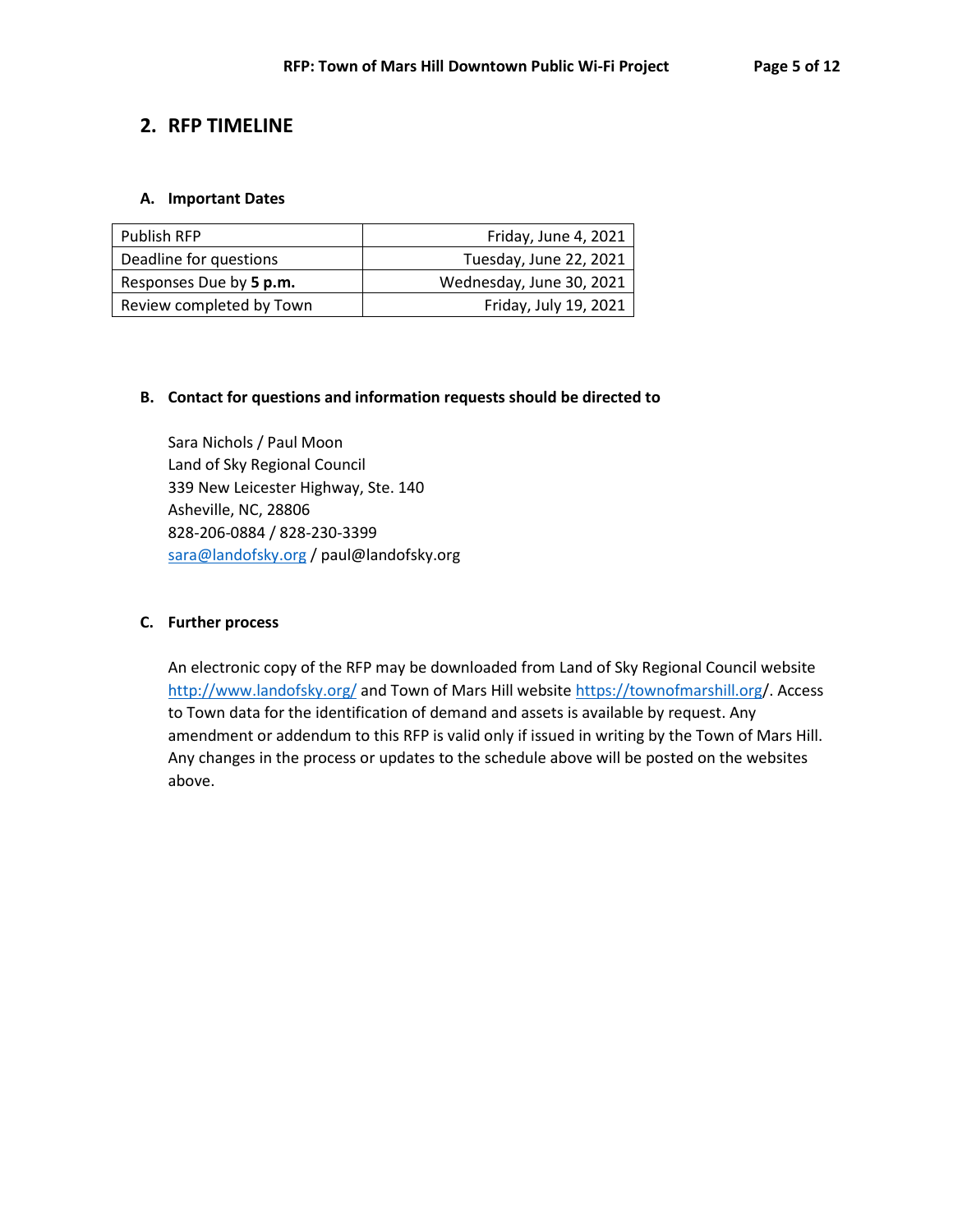## 2. RFP TIMELINE

### A. Important Dates

| | |
|---|---|
| Publish RFP | Friday, June 4, 2021 |
| Deadline for questions | Tuesday, June 22, 2021 |
| Responses Due by **5 p.m.** | Wednesday, June 30, 2021 |
| Review completed by Town | Friday, July 19, 2021 |

### B. Contact for questions and information requests should be directed to

Sara Nichols / Paul Moon
Land of Sky Regional Council
339 New Leicester Highway, Ste. 140
Asheville, NC, 28806
828-206-0884 / 828-230-3399
sara@landofsky.org / paul@landofsky.org

### C. Further process

An electronic copy of the RFP may be downloaded from Land of Sky Regional Council website http://www.landofsky.org/ and Town of Mars Hill website https://townofmarshill.org/. Access to Town data for the identification of demand and assets is available by request. Any amendment or addendum to this RFP is valid only if issued in writing by the Town of Mars Hill. Any changes in the process or updates to the schedule above will be posted on the websites above.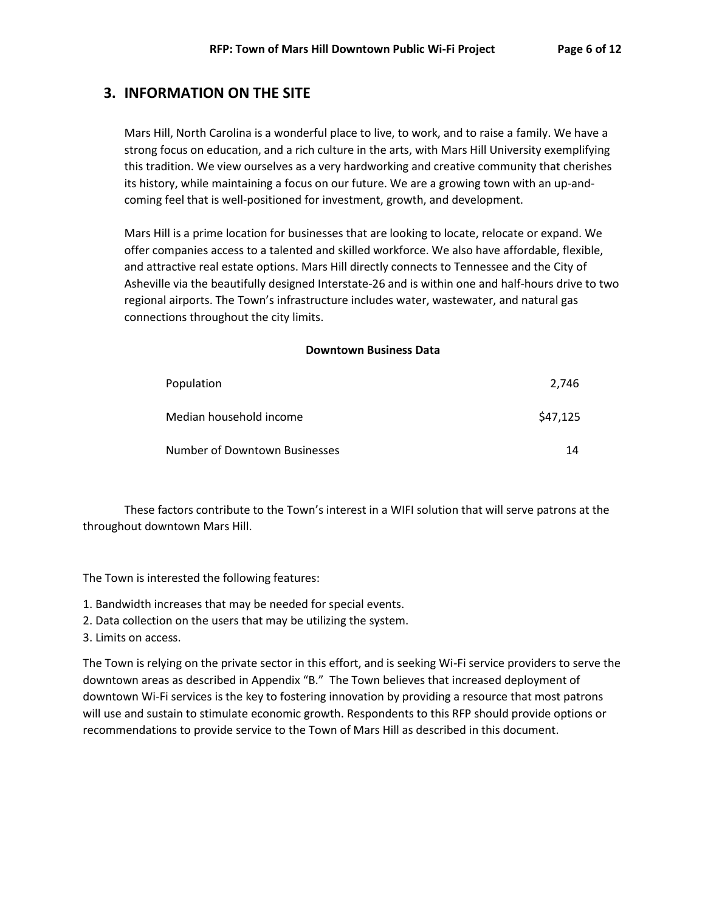## 3. INFORMATION ON THE SITE

Mars Hill, North Carolina is a wonderful place to live, to work, and to raise a family. We have a strong focus on education, and a rich culture in the arts, with Mars Hill University exemplifying this tradition. We view ourselves as a very hardworking and creative community that cherishes its history, while maintaining a focus on our future. We are a growing town with an up-and-coming feel that is well-positioned for investment, growth, and development.

Mars Hill is a prime location for businesses that are looking to locate, relocate or expand. We offer companies access to a talented and skilled workforce. We also have affordable, flexible, and attractive real estate options. Mars Hill directly connects to Tennessee and the City of Asheville via the beautifully designed Interstate-26 and is within one and half-hours drive to two regional airports. The Town's infrastructure includes water, wastewater, and natural gas connections throughout the city limits.

**Downtown Business Data**

| | |
|---|---|
| Population | 2,746 |
| Median household income | $47,125 |
| Number of Downtown Businesses | 14 |

These factors contribute to the Town's interest in a WIFI solution that will serve patrons at the throughout downtown Mars Hill.

The Town is interested the following features:

1. Bandwidth increases that may be needed for special events.
2. Data collection on the users that may be utilizing the system.
3. Limits on access.

The Town is relying on the private sector in this effort, and is seeking Wi-Fi service providers to serve the downtown areas as described in Appendix "B." The Town believes that increased deployment of downtown Wi-Fi services is the key to fostering innovation by providing a resource that most patrons will use and sustain to stimulate economic growth. Respondents to this RFP should provide options or recommendations to provide service to the Town of Mars Hill as described in this document.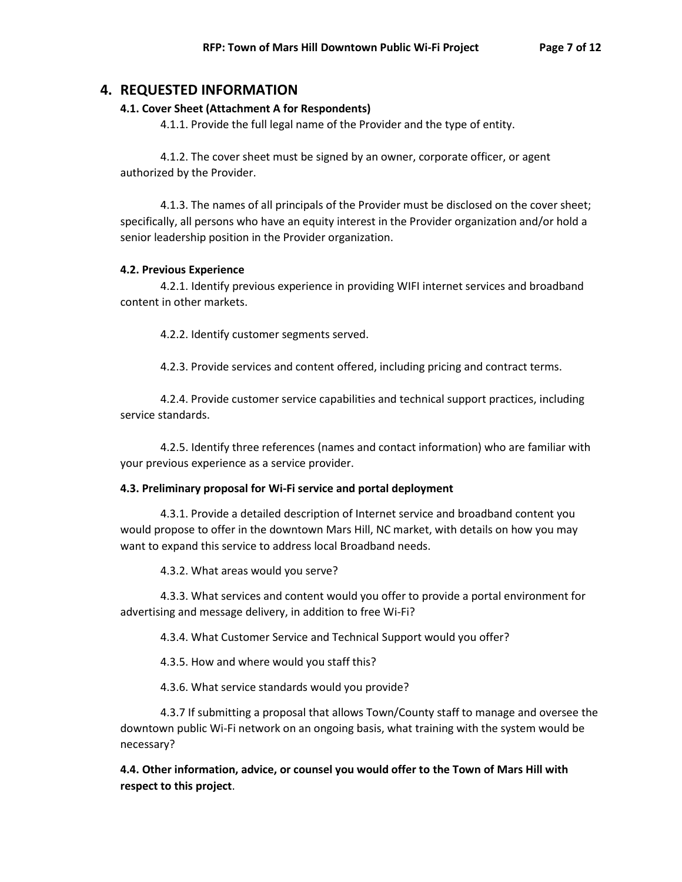# 4. REQUESTED INFORMATION

### 4.1. Cover Sheet (Attachment A for Respondents)

4.1.1. Provide the full legal name of the Provider and the type of entity.

4.1.2. The cover sheet must be signed by an owner, corporate officer, or agent authorized by the Provider.

4.1.3. The names of all principals of the Provider must be disclosed on the cover sheet; specifically, all persons who have an equity interest in the Provider organization and/or hold a senior leadership position in the Provider organization.

### 4.2. Previous Experience

4.2.1. Identify previous experience in providing WIFI internet services and broadband content in other markets.

4.2.2. Identify customer segments served.

4.2.3. Provide services and content offered, including pricing and contract terms.

4.2.4. Provide customer service capabilities and technical support practices, including service standards.

4.2.5. Identify three references (names and contact information) who are familiar with your previous experience as a service provider.

### 4.3. Preliminary proposal for Wi-Fi service and portal deployment

4.3.1. Provide a detailed description of Internet service and broadband content you would propose to offer in the downtown Mars Hill, NC market, with details on how you may want to expand this service to address local Broadband needs.

4.3.2. What areas would you serve?

4.3.3. What services and content would you offer to provide a portal environment for advertising and message delivery, in addition to free Wi-Fi?

4.3.4. What Customer Service and Technical Support would you offer?

4.3.5. How and where would you staff this?

4.3.6. What service standards would you provide?

4.3.7 If submitting a proposal that allows Town/County staff to manage and oversee the downtown public Wi-Fi network on an ongoing basis, what training with the system would be necessary?

### 4.4. Other information, advice, or counsel you would offer to the Town of Mars Hill with respect to this project.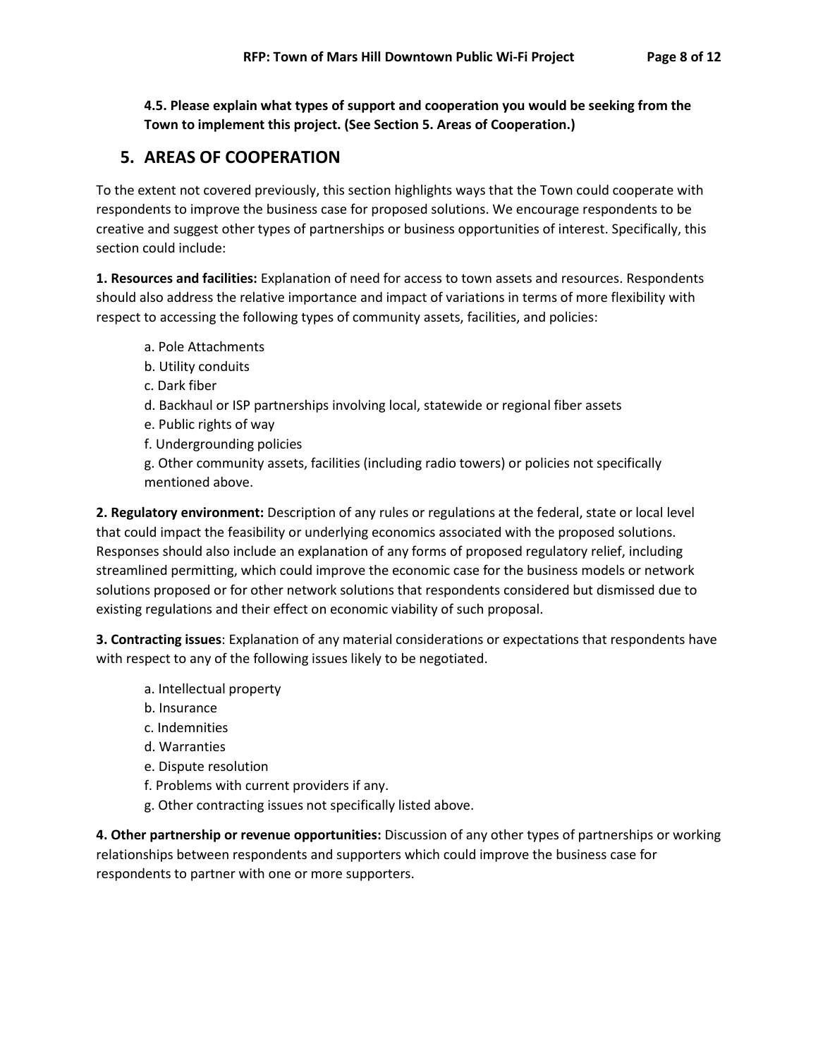**4.5. Please explain what types of support and cooperation you would be seeking from the Town to implement this project. (See Section 5. Areas of Cooperation.)**

## 5. AREAS OF COOPERATION

To the extent not covered previously, this section highlights ways that the Town could cooperate with respondents to improve the business case for proposed solutions. We encourage respondents to be creative and suggest other types of partnerships or business opportunities of interest. Specifically, this section could include:

**1. Resources and facilities:** Explanation of need for access to town assets and resources. Respondents should also address the relative importance and impact of variations in terms of more flexibility with respect to accessing the following types of community assets, facilities, and policies:

a. Pole Attachments
b. Utility conduits
c. Dark fiber
d. Backhaul or ISP partnerships involving local, statewide or regional fiber assets
e. Public rights of way
f. Undergrounding policies
g. Other community assets, facilities (including radio towers) or policies not specifically mentioned above.

**2. Regulatory environment:** Description of any rules or regulations at the federal, state or local level that could impact the feasibility or underlying economics associated with the proposed solutions. Responses should also include an explanation of any forms of proposed regulatory relief, including streamlined permitting, which could improve the economic case for the business models or network solutions proposed or for other network solutions that respondents considered but dismissed due to existing regulations and their effect on economic viability of such proposal.

**3. Contracting issues**: Explanation of any material considerations or expectations that respondents have with respect to any of the following issues likely to be negotiated.

a. Intellectual property
b. Insurance
c. Indemnities
d. Warranties
e. Dispute resolution
f. Problems with current providers if any.
g. Other contracting issues not specifically listed above.

**4. Other partnership or revenue opportunities:** Discussion of any other types of partnerships or working relationships between respondents and supporters which could improve the business case for respondents to partner with one or more supporters.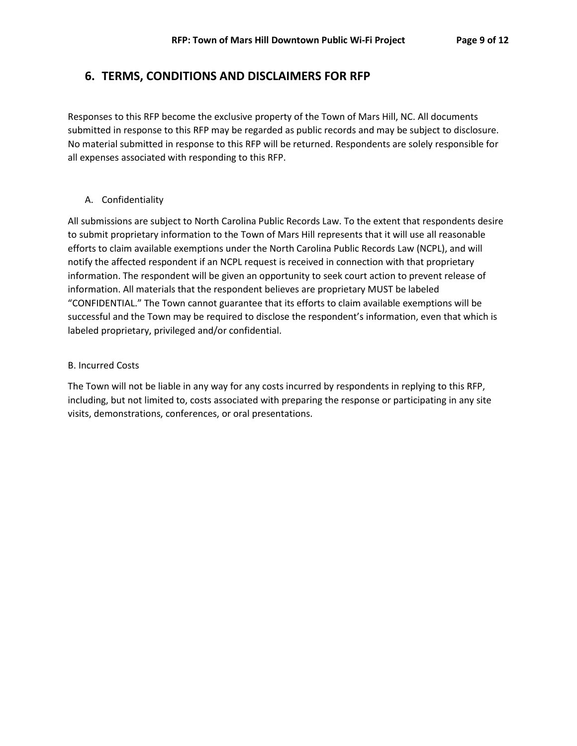## 6. TERMS, CONDITIONS AND DISCLAIMERS FOR RFP

Responses to this RFP become the exclusive property of the Town of Mars Hill, NC. All documents submitted in response to this RFP may be regarded as public records and may be subject to disclosure. No material submitted in response to this RFP will be returned. Respondents are solely responsible for all expenses associated with responding to this RFP.

### A. Confidentiality

All submissions are subject to North Carolina Public Records Law. To the extent that respondents desire to submit proprietary information to the Town of Mars Hill represents that it will use all reasonable efforts to claim available exemptions under the North Carolina Public Records Law (NCPL), and will notify the affected respondent if an NCPL request is received in connection with that proprietary information. The respondent will be given an opportunity to seek court action to prevent release of information. All materials that the respondent believes are proprietary MUST be labeled "CONFIDENTIAL." The Town cannot guarantee that its efforts to claim available exemptions will be successful and the Town may be required to disclose the respondent's information, even that which is labeled proprietary, privileged and/or confidential.

### B. Incurred Costs

The Town will not be liable in any way for any costs incurred by respondents in replying to this RFP, including, but not limited to, costs associated with preparing the response or participating in any site visits, demonstrations, conferences, or oral presentations.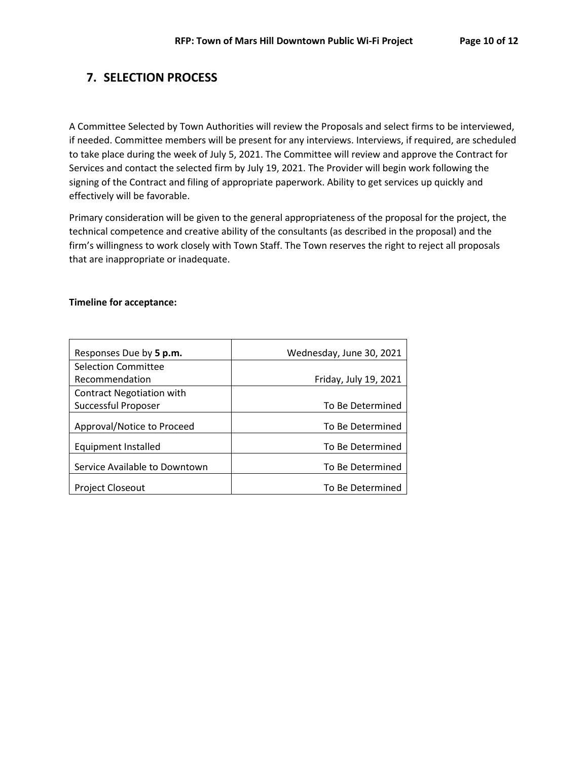## 7. SELECTION PROCESS

A Committee Selected by Town Authorities will review the Proposals and select firms to be interviewed, if needed. Committee members will be present for any interviews. Interviews, if required, are scheduled to take place during the week of July 5, 2021. The Committee will review and approve the Contract for Services and contact the selected firm by July 19, 2021. The Provider will begin work following the signing of the Contract and filing of appropriate paperwork. Ability to get services up quickly and effectively will be favorable.

Primary consideration will be given to the general appropriateness of the proposal for the project, the technical competence and creative ability of the consultants (as described in the proposal) and the firm's willingness to work closely with Town Staff. The Town reserves the right to reject all proposals that are inappropriate or inadequate.

**Timeline for acceptance:**

| | |
|---|---:|
| Responses Due by **5 p.m.** | Wednesday, June 30, 2021 |
| Selection Committee Recommendation | Friday, July 19, 2021 |
| Contract Negotiation with Successful Proposer | To Be Determined |
| Approval/Notice to Proceed | To Be Determined |
| Equipment Installed | To Be Determined |
| Service Available to Downtown | To Be Determined |
| Project Closeout | To Be Determined |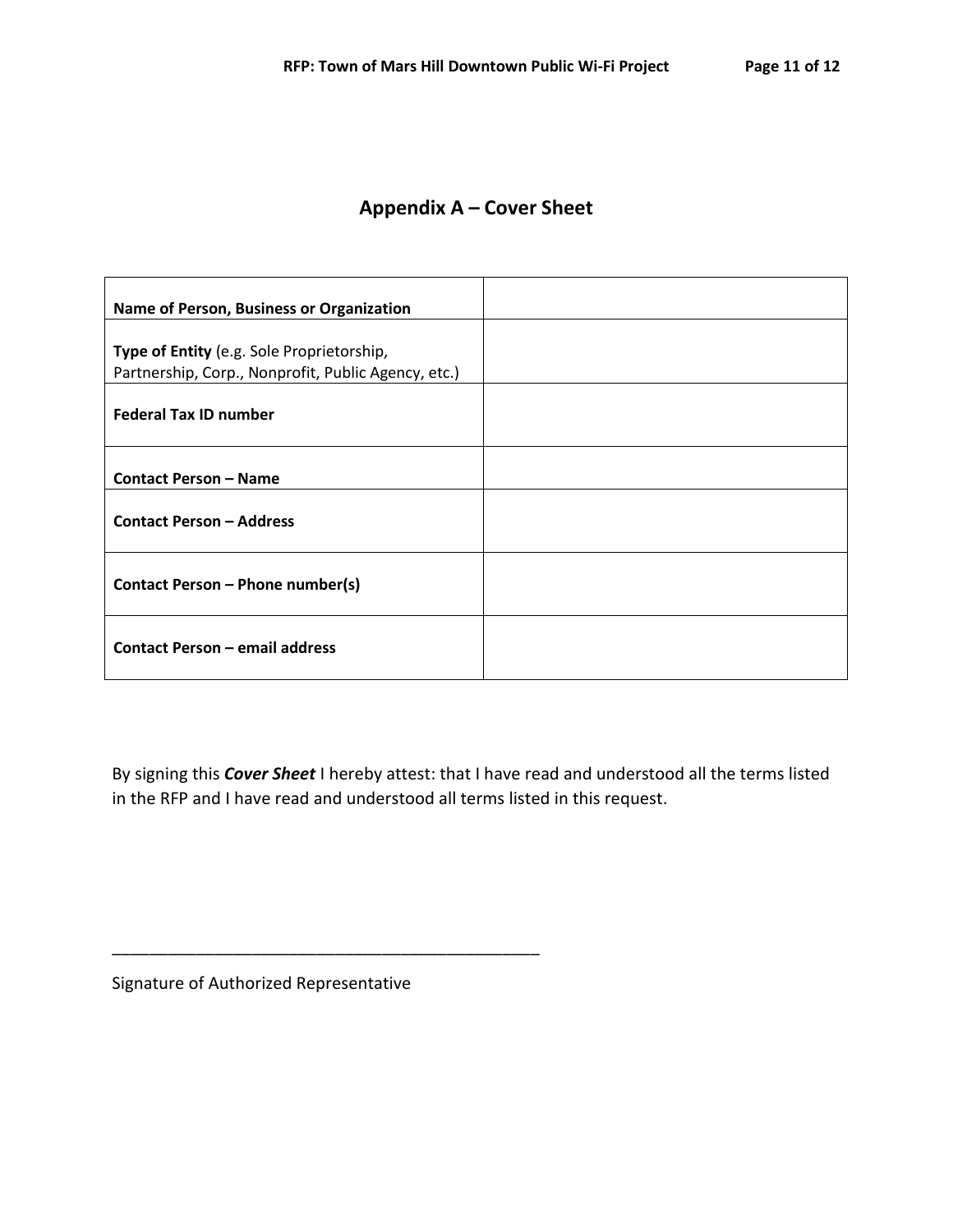## Appendix A – Cover Sheet

| | |
|---|---|
| **Name of Person, Business or Organization** | |
| **Type of Entity** (e.g. Sole Proprietorship, Partnership, Corp., Nonprofit, Public Agency, etc.) | |
| **Federal Tax ID number** | |
| **Contact Person – Name** | |
| **Contact Person – Address** | |
| **Contact Person – Phone number(s)** | |
| **Contact Person – email address** | |

By signing this ***Cover Sheet*** I hereby attest: that I have read and understood all the terms listed in the RFP and I have read and understood all terms listed in this request.

\_\_\_\_\_\_\_\_\_\_\_\_\_\_\_\_\_\_\_\_\_\_\_\_\_\_\_\_\_\_\_\_\_\_\_\_\_\_\_\_\_\_\_\_\_\_\_\_

Signature of Authorized Representative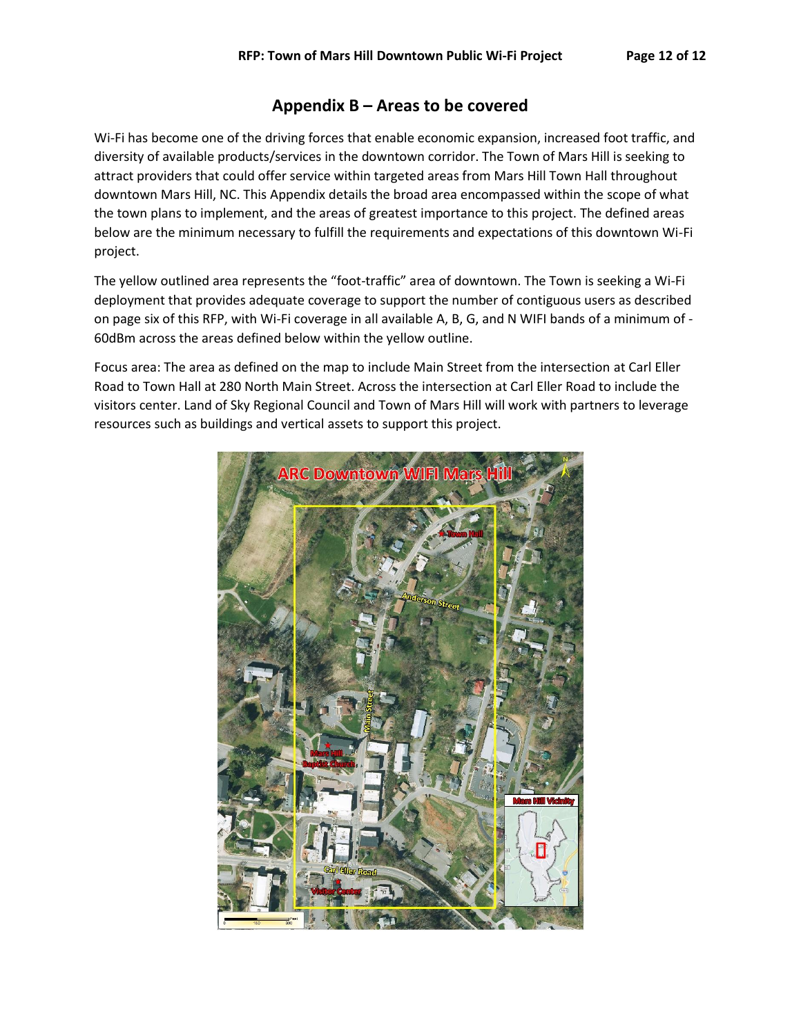## Appendix B – Areas to be covered

Wi-Fi has become one of the driving forces that enable economic expansion, increased foot traffic, and diversity of available products/services in the downtown corridor. The Town of Mars Hill is seeking to attract providers that could offer service within targeted areas from Mars Hill Town Hall throughout downtown Mars Hill, NC. This Appendix details the broad area encompassed within the scope of what the town plans to implement, and the areas of greatest importance to this project. The defined areas below are the minimum necessary to fulfill the requirements and expectations of this downtown Wi-Fi project.

The yellow outlined area represents the "foot-traffic" area of downtown. The Town is seeking a Wi-Fi deployment that provides adequate coverage to support the number of contiguous users as described on page six of this RFP, with Wi-Fi coverage in all available A, B, G, and N WIFI bands of a minimum of -60dBm across the areas defined below within the yellow outline.

Focus area: The area as defined on the map to include Main Street from the intersection at Carl Eller Road to Town Hall at 280 North Main Street. Across the intersection at Carl Eller Road to include the visitors center. Land of Sky Regional Council and Town of Mars Hill will work with partners to leverage resources such as buildings and vertical assets to support this project.

ARC Downtown WIFI Mars Hill

Town Hall

Anderson Street

Main Street

Mars Hill Baptist Church

Carl Eller Road

Visitor Center

Mars Hill Vicinity